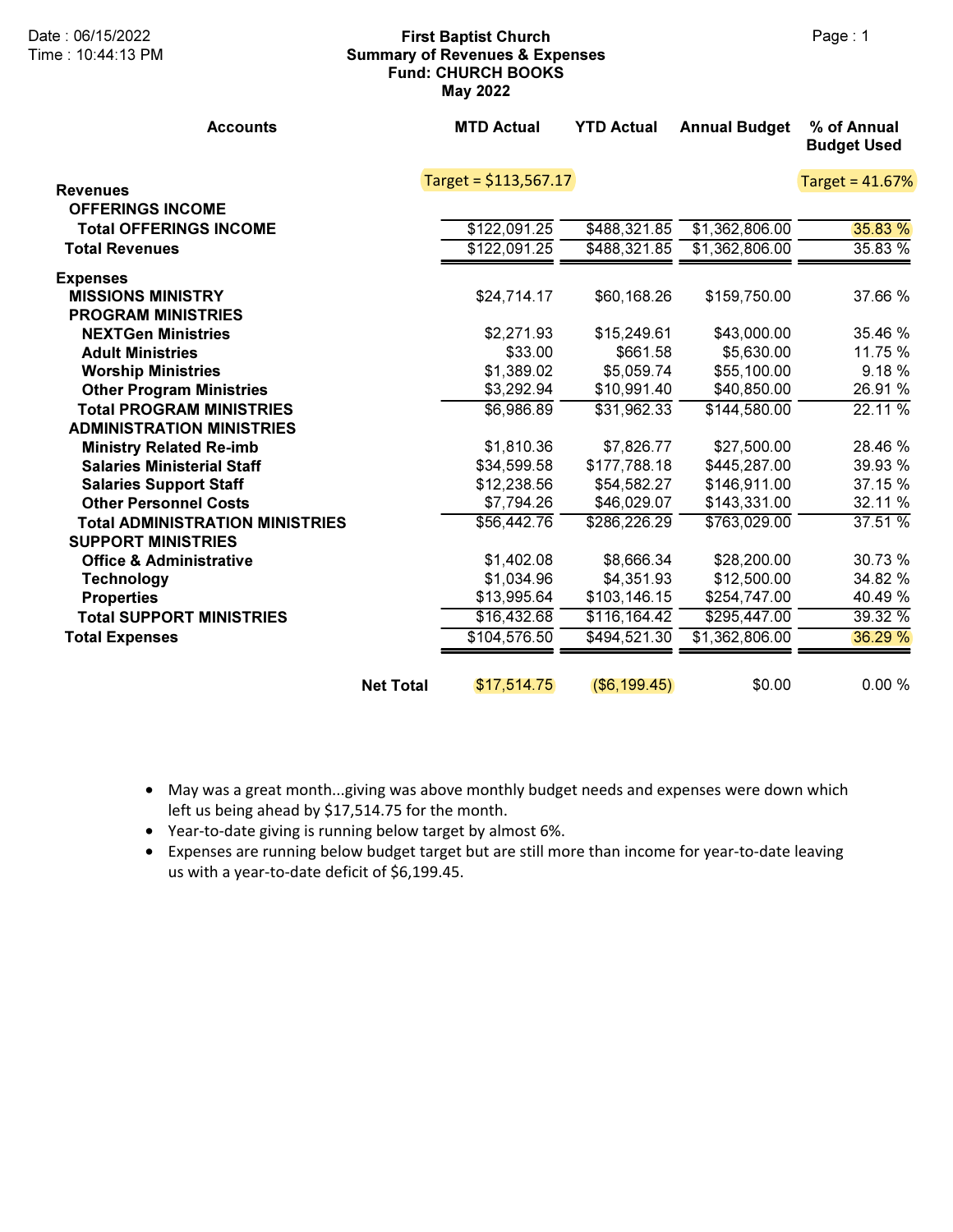Date : 06/15/2022
Time : 10:44:13 PM

# First Baptist Church
## Summary of Revenues & Expenses
### Fund: CHURCH BOOKS
### May 2022

| Accounts | MTD Actual | YTD Actual | Annual Budget | % of Annual Budget Used |
|---|---|---|---|---|
| | Target = $113,567.17 | | | Target = 41.67% |
| **Revenues** | | | | |
| **OFFERINGS INCOME** | | | | |
| **Total OFFERINGS INCOME** | $122,091.25 | $488,321.85 | $1,362,806.00 | 35.83 % |
| **Total Revenues** | $122,091.25 | $488,321.85 | $1,362,806.00 | 35.83 % |
| **Expenses** | | | | |
| **MISSIONS MINISTRY** | $24,714.17 | $60,168.26 | $159,750.00 | 37.66 % |
| **PROGRAM MINISTRIES** | | | | |
| **NEXTGen Ministries** | $2,271.93 | $15,249.61 | $43,000.00 | 35.46 % |
| **Adult Ministries** | $33.00 | $661.58 | $5,630.00 | 11.75 % |
| **Worship Ministries** | $1,389.02 | $5,059.74 | $55,100.00 | 9.18 % |
| **Other Program Ministries** | $3,292.94 | $10,991.40 | $40,850.00 | 26.91 % |
| **Total PROGRAM MINISTRIES** | $6,986.89 | $31,962.33 | $144,580.00 | 22.11 % |
| **ADMINISTRATION MINISTRIES** | | | | |
| **Ministry Related Re-imb** | $1,810.36 | $7,826.77 | $27,500.00 | 28.46 % |
| **Salaries Ministerial Staff** | $34,599.58 | $177,788.18 | $445,287.00 | 39.93 % |
| **Salaries Support Staff** | $12,238.56 | $54,582.27 | $146,911.00 | 37.15 % |
| **Other Personnel Costs** | $7,794.26 | $46,029.07 | $143,331.00 | 32.11 % |
| **Total ADMINISTRATION MINISTRIES** | $56,442.76 | $286,226.29 | $763,029.00 | 37.51 % |
| **SUPPORT MINISTRIES** | | | | |
| **Office & Administrative** | $1,402.08 | $8,666.34 | $28,200.00 | 30.73 % |
| **Technology** | $1,034.96 | $4,351.93 | $12,500.00 | 34.82 % |
| **Properties** | $13,995.64 | $103,146.15 | $254,747.00 | 40.49 % |
| **Total SUPPORT MINISTRIES** | $16,432.68 | $116,164.42 | $295,447.00 | 39.32 % |
| **Total Expenses** | $104,576.50 | $494,521.30 | $1,362,806.00 | 36.29 % |
| **Net Total** | $17,514.75 | ($6,199.45) | $0.00 | 0.00 % |

- May was a great month...giving was above monthly budget needs and expenses were down which left us being ahead by $17,514.75 for the month.
- Year-to-date giving is running below target by almost 6%.
- Expenses are running below budget target but are still more than income for year-to-date leaving us with a year-to-date deficit of $6,199.45.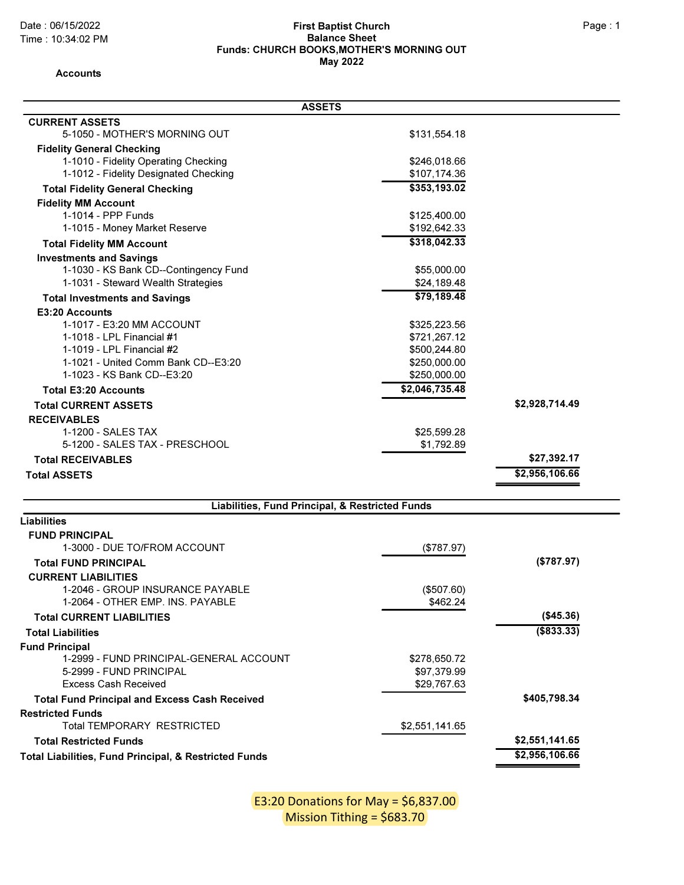Date : 06/15/2022
Time : 10:34:02 PM

# First Baptist Church
## Balance Sheet
### Funds: CHURCH BOOKS,MOTHER'S MORNING OUT
### May 2022

**Accounts**

| ASSETS | | |
|---|---|---|
| **CURRENT ASSETS** | | |
| 5-1050 - MOTHER'S MORNING OUT | $131,554.18 | |
| **Fidelity General Checking** | | |
| 1-1010 - Fidelity Operating Checking | $246,018.66 | |
| 1-1012 - Fidelity Designated Checking | $107,174.36 | |
| **Total Fidelity General Checking** | **$353,193.02** | |
| **Fidelity MM Account** | | |
| 1-1014 - PPP Funds | $125,400.00 | |
| 1-1015 - Money Market Reserve | $192,642.33 | |
| **Total Fidelity MM Account** | **$318,042.33** | |
| **Investments and Savings** | | |
| 1-1030 - KS Bank CD--Contingency Fund | $55,000.00 | |
| 1-1031 - Steward Wealth Strategies | $24,189.48 | |
| **Total Investments and Savings** | **$79,189.48** | |
| **E3:20 Accounts** | | |
| 1-1017 - E3:20 MM ACCOUNT | $325,223.56 | |
| 1-1018 - LPL Financial #1 | $721,267.12 | |
| 1-1019 - LPL Financial #2 | $500,244.80 | |
| 1-1021 - United Comm Bank CD--E3:20 | $250,000.00 | |
| 1-1023 - KS Bank CD--E3:20 | $250,000.00 | |
| **Total E3:20 Accounts** | **$2,046,735.48** | |
| **Total CURRENT ASSETS** | | **$2,928,714.49** |
| **RECEIVABLES** | | |
| 1-1200 - SALES TAX | $25,599.28 | |
| 5-1200 - SALES TAX - PRESCHOOL | $1,792.89 | |
| **Total RECEIVABLES** | | **$27,392.17** |
| **Total ASSETS** | | **$2,956,106.66** |

| Liabilities, Fund Principal, & Restricted Funds | | |
|---|---|---|
| **Liabilities** | | |
| **FUND PRINCIPAL** | | |
| 1-3000 - DUE TO/FROM ACCOUNT | ($787.97) | |
| **Total FUND PRINCIPAL** | | **($787.97)** |
| **CURRENT LIABILITIES** | | |
| 1-2046 - GROUP INSURANCE PAYABLE | ($507.60) | |
| 1-2064 - OTHER EMP. INS. PAYABLE | $462.24 | |
| **Total CURRENT LIABILITIES** | | **($45.36)** |
| **Total Liabilities** | | **($833.33)** |
| **Fund Principal** | | |
| 1-2999 - FUND PRINCIPAL-GENERAL ACCOUNT | $278,650.72 | |
| 5-2999 - FUND PRINCIPAL | $97,379.99 | |
| Excess Cash Received | $29,767.63 | |
| **Total Fund Principal and Excess Cash Received** | | **$405,798.34** |
| **Restricted Funds** | | |
| Total TEMPORARY RESTRICTED | $2,551,141.65 | |
| **Total Restricted Funds** | | **$2,551,141.65** |
| **Total Liabilities, Fund Principal, & Restricted Funds** | | **$2,956,106.66** |

E3:20 Donations for May = $6,837.00
Mission Tithing = $683.70